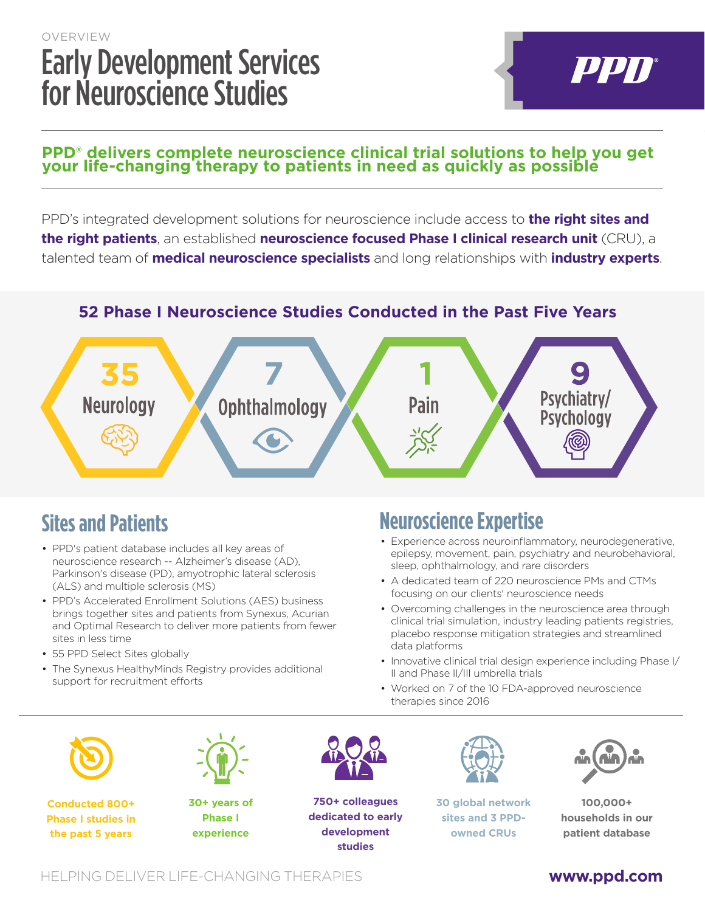OVERVIEW

# Early Development Services for Neuroscience Studies

PPD

## PPD® delivers complete neuroscience clinical trial solutions to help you get your life-changing therapy to patients in need as quickly as possible

PPD's integrated development solutions for neuroscience include access to **the right sites and the right patients**, an established **neuroscience focused Phase I clinical research unit** (CRU), a talented team of **medical neuroscience specialists** and long relationships with **industry experts**.

### 52 Phase I Neuroscience Studies Conducted in the Past Five Years

- **35** Neurology
- **7** Ophthalmology
- **1** Pain
- **9** Psychiatry/ Psychology

## Sites and Patients

- PPD's patient database includes all key areas of neuroscience research -- Alzheimer's disease (AD), Parkinson's disease (PD), amyotrophic lateral sclerosis (ALS) and multiple sclerosis (MS)
- PPD's Accelerated Enrollment Solutions (AES) business brings together sites and patients from Synexus, Acurian and Optimal Research to deliver more patients from fewer sites in less time
- 55 PPD Select Sites globally
- The Synexus HealthyMinds Registry provides additional support for recruitment efforts

## Neuroscience Expertise

- Experience across neuroinflammatory, neurodegenerative, epilepsy, movement, pain, psychiatry and neurobehavioral, sleep, ophthalmology, and rare disorders
- A dedicated team of 220 neuroscience PMs and CTMs focusing on our clients' neuroscience needs
- Overcoming challenges in the neuroscience area through clinical trial simulation, industry leading patients registries, placebo response mitigation strategies and streamlined data platforms
- Innovative clinical trial design experience including Phase I/II and Phase II/III umbrella trials
- Worked on 7 of the 10 FDA-approved neuroscience therapies since 2016

**Conducted 800+ Phase I studies in the past 5 years**

**30+ years of Phase I experience**

**750+ colleagues dedicated to early development studies**

**30 global network sites and 3 PPD-owned CRUs**

**100,000+ households in our patient database**

HELPING DELIVER LIFE-CHANGING THERAPIES

**www.ppd.com**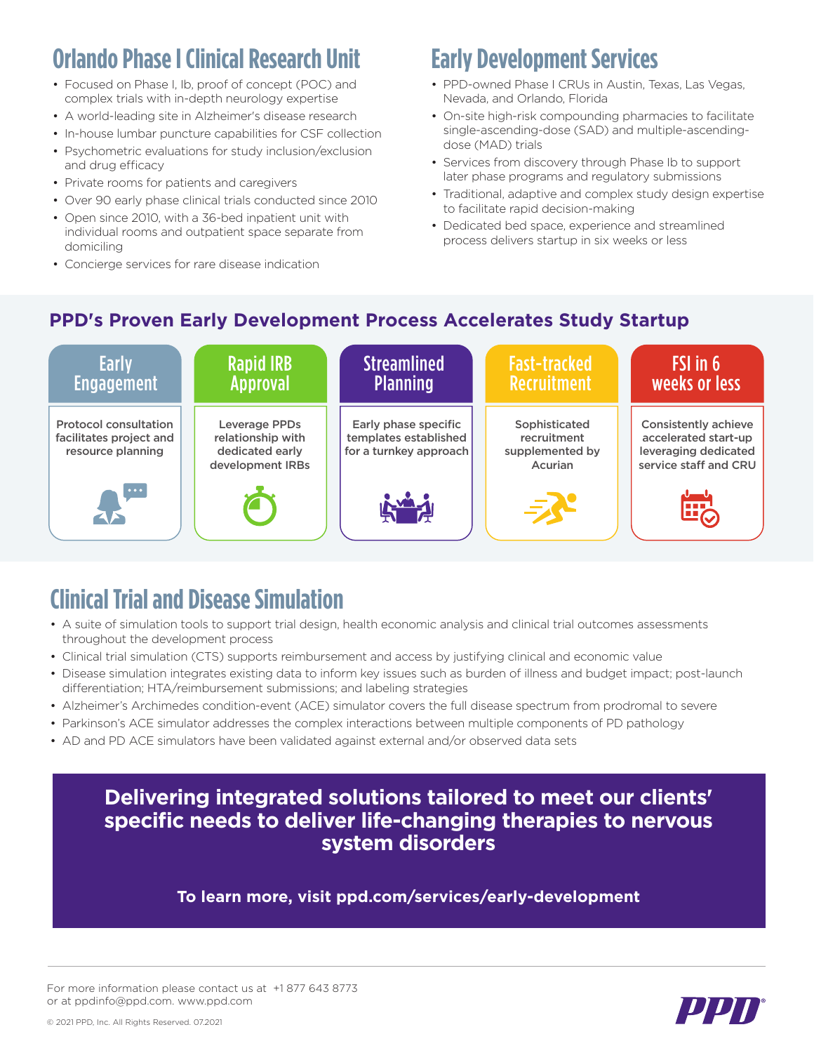## Orlando Phase I Clinical Research Unit

- Focused on Phase I, Ib, proof of concept (POC) and complex trials with in-depth neurology expertise
- A world-leading site in Alzheimer's disease research
- In-house lumbar puncture capabilities for CSF collection
- Psychometric evaluations for study inclusion/exclusion and drug efficacy
- Private rooms for patients and caregivers
- Over 90 early phase clinical trials conducted since 2010
- Open since 2010, with a 36-bed inpatient unit with individual rooms and outpatient space separate from domiciling
- Concierge services for rare disease indication

## Early Development Services

- PPD-owned Phase I CRUs in Austin, Texas, Las Vegas, Nevada, and Orlando, Florida
- On-site high-risk compounding pharmacies to facilitate single-ascending-dose (SAD) and multiple-ascending-dose (MAD) trials
- Services from discovery through Phase Ib to support later phase programs and regulatory submissions
- Traditional, adaptive and complex study design expertise to facilitate rapid decision-making
- Dedicated bed space, experience and streamlined process delivers startup in six weeks or less

### PPD's Proven Early Development Process Accelerates Study Startup

**Early Engagement**
Protocol consultation facilitates project and resource planning

**Rapid IRB Approval**
Leverage PPDs relationship with dedicated early development IRBs

**Streamlined Planning**
Early phase specific templates established for a turnkey approach

**Fast-tracked Recruitment**
Sophisticated recruitment supplemented by Acurian

**FSI in 6 weeks or less**
Consistently achieve accelerated start-up leveraging dedicated service staff and CRU

## Clinical Trial and Disease Simulation

- A suite of simulation tools to support trial design, health economic analysis and clinical trial outcomes assessments throughout the development process
- Clinical trial simulation (CTS) supports reimbursement and access by justifying clinical and economic value
- Disease simulation integrates existing data to inform key issues such as burden of illness and budget impact; post-launch differentiation; HTA/reimbursement submissions; and labeling strategies
- Alzheimer's Archimedes condition-event (ACE) simulator covers the full disease spectrum from prodromal to severe
- Parkinson's ACE simulator addresses the complex interactions between multiple components of PD pathology
- AD and PD ACE simulators have been validated against external and/or observed data sets

**Delivering integrated solutions tailored to meet our clients' specific needs to deliver life-changing therapies to nervous system disorders**

**To learn more, visit ppd.com/services/early-development**

For more information please contact us at +1 877 643 8773 or at ppdinfo@ppd.com. www.ppd.com

© 2021 PPD, Inc. All Rights Reserved. 07.2021

PPD®